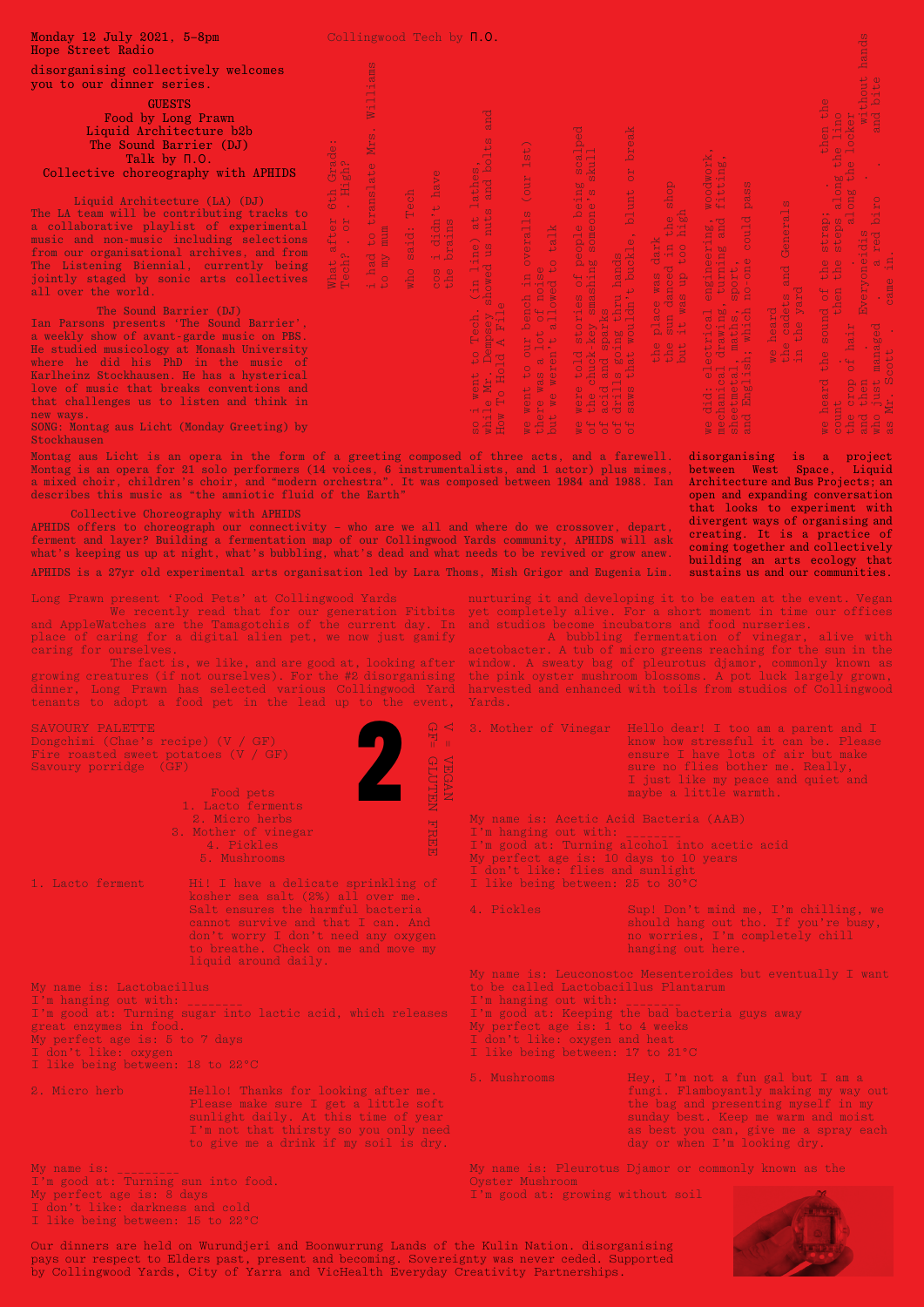Monday 12 July 2021, 5-8pm
Hope Street Radio

disorganising collectively welcomes you to our dinner series.

GUESTS
Food by Long Prawn
Liquid Architecture b2b
The Sound Barrier (DJ)
Talk by Π.O.
Collective choreography with APHIDS

Liquid Architecture (LA) (DJ)
The LA team will be contributing tracks to a collaborative playlist of experimental music and non-music including selections from our organisational archives, and from The Listening Biennial, currently being jointly staged by sonic arts collectives all over the world.

The Sound Barrier (DJ)
Ian Parsons presents 'The Sound Barrier', a weekly show of avant-garde music on PBS. He studied musicology at Monash University where he did his PhD in the music of Karlheinz Stockhausen. He has a hysterical love of music that breaks conventions and that challenges us to listen and think in new ways.
SONG: Montag aus Licht (Monday Greeting) by Stockhausen

Collingwood Tech by Π.O.

What after 6th Grade:
Tech? . or . High?

i had to translate Mrs. Williams
to my mum

who said: Tech

cos i didn't have
the brains

so i went to Tech. (in line) at lathes,
while Mr. Dempsey showed us nuts and bolts and
How To Hold A File

we went to our bench in overalls (our 1st)
there was a lot of noise
but we weren't allowed to talk

we were told stories of people being scalped
of the chuck-key smashing someone's skull
of acid and sparks
of drills going thru hands
of saws that wouldn't buckle, blunt or break

the place was dark
the sun danced in the shop
but it was up too high

we did: electrical engineering, woodwork,
mechanical drawing, turning and fitting,
sheetmetal, maths, sport,
and English; which no-one could pass

we heard
the cadets and Generals
in the yard

we heard the sound of the strap; . then the
count. . then the steps along the lino
the crop of hair . along the locker
and then . Everyoneidis . . without hands
who just managed . a red biro . and bite
as Mr. Scott . came in.

Montag aus Licht is an opera in the form of a greeting composed of three acts, and a farewell. Montag is an opera for 21 solo performers (14 voices, 6 instrumentalists, and 1 actor) plus mimes, a mixed choir, children's choir, and "modern orchestra". It was composed between 1984 and 1988. Ian describes this music as "the amniotic fluid of the Earth"

Collective Choreography with APHIDS
APHIDS offers to choreograph our connectivity - who are we all and where do we crossover, depart, ferment and layer? Building a fermentation map of our Collingwood Yards community, APHIDS will ask what's keeping us up at night, what's bubbling, what's dead and what needs to be revived or grow anew.

APHIDS is a 27yr old experimental arts organisation led by Lara Thoms, Mish Grigor and Eugenia Lim.

disorganising is a project between West Space, Liquid Architecture and Bus Projects; an open and expanding conversation that looks to experiment with divergent ways of organising and creating. It is a practice of coming together and collectively building an arts ecology that sustains us and our communities.

Long Prawn present 'Food Pets' at Collingwood Yards
We recently read that for our generation Fitbits and AppleWatches are the Tamagotchis of the current day. In place of caring for a digital alien pet, we now just gamify caring for ourselves.
The fact is, we like, and are good at, looking after growing creatures (if not ourselves). For the #2 disorganising dinner, Long Prawn has selected various Collingwood Yard tenants to adopt a food pet in the lead up to the event, nurturing it and developing it to be eaten at the event. Vegan yet completely alive. For a short moment in time our offices and studios become incubators and food nurseries.
A bubbling fermentation of vinegar, alive with acetobacter. A tub of micro greens reaching for the sun in the window. A sweaty bag of pleurotus djamor, commonly known as the pink oyster mushroom blossoms. A pot luck largely grown, harvested and enhanced with toils from studios of Collingwood Yards.

SAVOURY PALETTE
Dongchimi (Chae's recipe) (V / GF)
Fire roasted sweet potatoes (V / GF)
Savoury porridge (GF)

2

V = VEGAN
GF= GLUTEN FREE

Food pets
1. Lacto ferments
2. Micro herbs
3. Mother of vinegar
4. Pickles
5. Mushrooms

1. Lacto ferment — Hi! I have a delicate sprinkling of kosher sea salt (2%) all over me. Salt ensures the harmful bacteria cannot survive and that I can. And don't worry I don't need any oxygen to breathe. Check on me and move my liquid around daily.

My name is: Lactobacillus
I'm hanging out with: ________
I'm good at: Turning sugar into lactic acid, which releases great enzymes in food.
My perfect age is: 5 to 7 days
I don't like: oxygen
I like being between: 18 to 22°C

2. Micro herb — Hello! Thanks for looking after me. Please make sure I get a little soft sunlight daily. At this time of year I'm not that thirsty so you only need to give me a drink if my soil is dry.

My name is: _________
I'm good at: Turning sun into food.
My perfect age is: 8 days
I don't like: darkness and cold
I like being between: 15 to 22°C

3. Mother of Vinegar — Hello dear! I too am a parent and I know how stressful it can be. Please ensure I have lots of air but make sure no flies bother me. Really, I just like my peace and quiet and maybe a little warmth.

My name is: Acetic Acid Bacteria (AAB)
I'm hanging out with: ________
I'm good at: Turning alcohol into acetic acid
My perfect age is: 10 days to 10 years
I don't like: flies and sunlight
I like being between: 25 to 30°C

4. Pickles — Sup! Don't mind me, I'm chilling, we should hang out tho. If you're busy, no worries, I'm completely chill hanging out here.

My name is: Leuconostoc Mesenteroides but eventually I want to be called Lactobacillus Plantarum
I'm hanging out with: ________
I'm good at: Keeping the bad bacteria guys away
My perfect age is: 1 to 4 weeks
I don't like: oxygen and heat
I like being between: 17 to 21°C

5. Mushrooms — Hey, I'm not a fun gal but I am a fungi. Flamboyantly making my way out the bag and presenting myself in my sunday best. Keep me warm and moist as best you can, give me a spray each day or when I'm looking dry.

My name is: Pleurotus Djamor or commonly known as the Oyster Mushroom
I'm good at: growing without soil

Our dinners are held on Wurundjeri and Boonwurrung Lands of the Kulin Nation. disorganising pays our respect to Elders past, present and becoming. Sovereignty was never ceded. Supported by Collingwood Yards, City of Yarra and VicHealth Everyday Creativity Partnerships.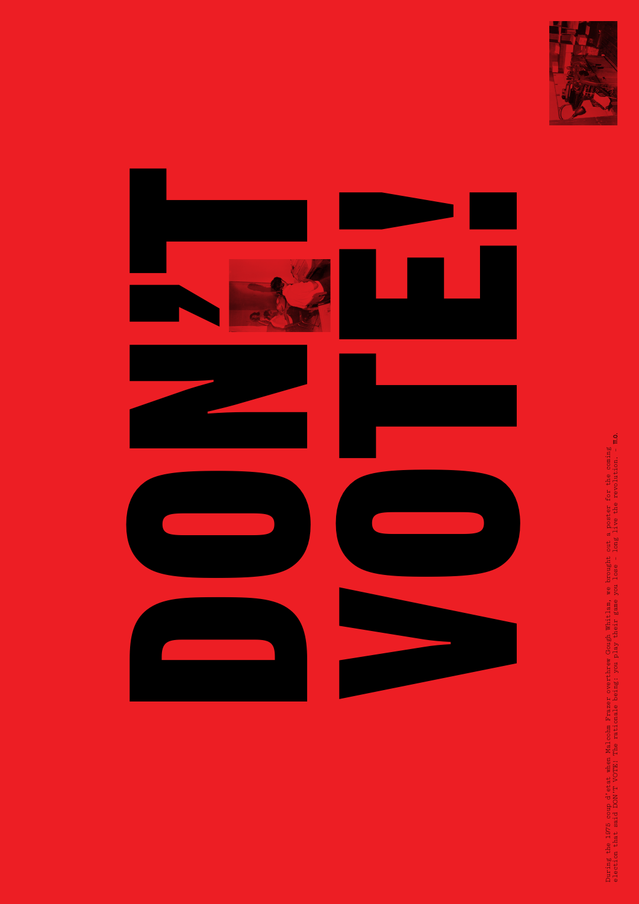# DON'T VOTE!

During the 1975 coup d'etat when Malcolm Frazer overthrew Gough Whitlam, we brought out a poster for the coming election that said DON'T VOTE! The rationale being: you play their game you lose - long live the revolution. - **N.O.**